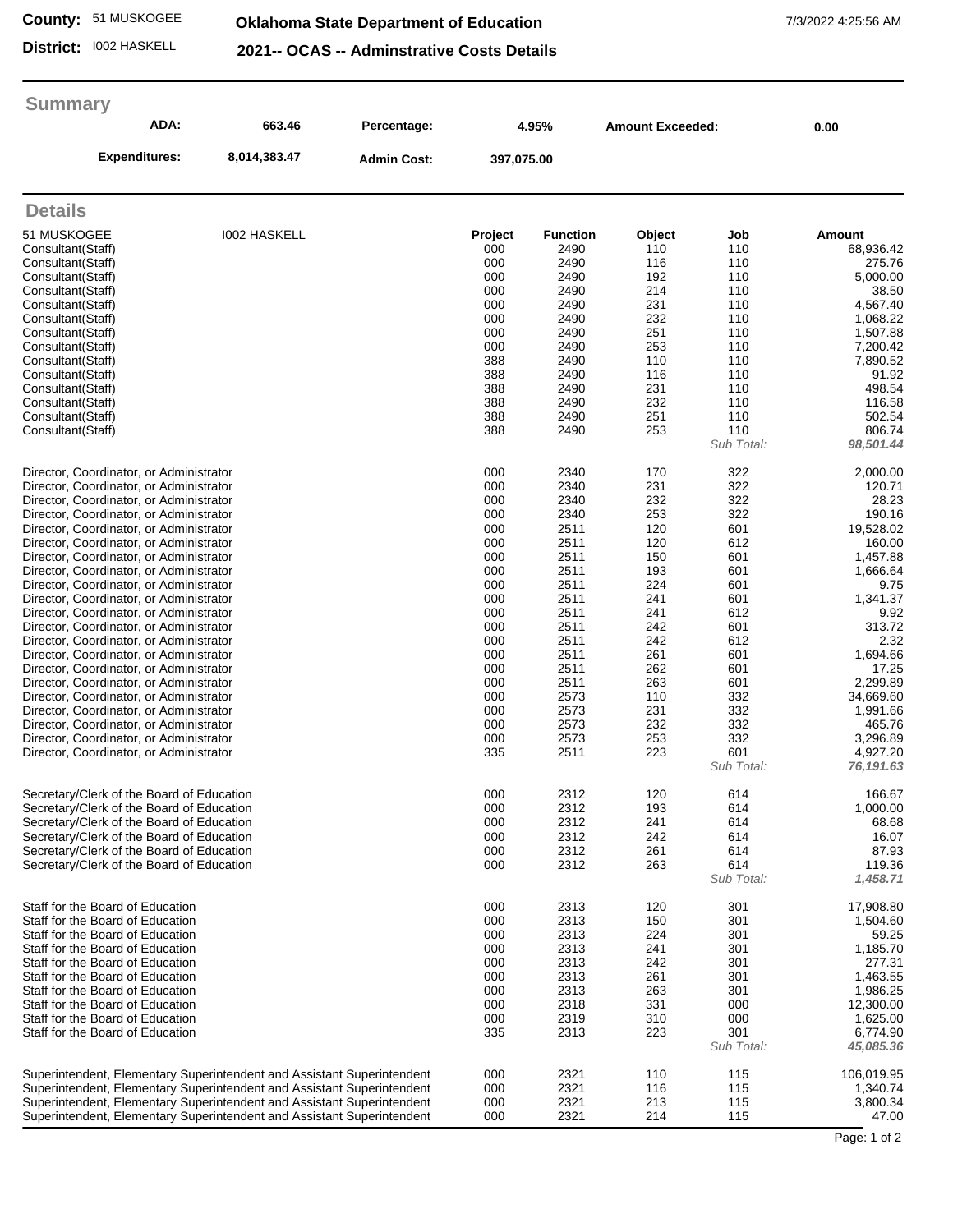**County:** 51 MUSKOGEE
**District:** I002 HASKELL

**Oklahoma State Department of Education**

**2021-- OCAS -- Adminstrative Costs Details**

7/3/2022 4:25:56 AM

## Summary

| | | | | | |
|---|---|---|---|---|---|
| **ADA:** | **663.46** | **Percentage:** | **4.95%** | **Amount Exceeded:** | **0.00** |
| **Expenditures:** | **8,014,383.47** | **Admin Cost:** | **397,075.00** | | |

## Details

| 51 MUSKOGEE | I002 HASKELL | Project | Function | Object | Job | Amount |
|---|---|---|---|---|---|---|
| Consultant(Staff) | | 000 | 2490 | 110 | 110 | 68,936.42 |
| Consultant(Staff) | | 000 | 2490 | 116 | 110 | 275.76 |
| Consultant(Staff) | | 000 | 2490 | 192 | 110 | 5,000.00 |
| Consultant(Staff) | | 000 | 2490 | 214 | 110 | 38.50 |
| Consultant(Staff) | | 000 | 2490 | 231 | 110 | 4,567.40 |
| Consultant(Staff) | | 000 | 2490 | 232 | 110 | 1,068.22 |
| Consultant(Staff) | | 000 | 2490 | 251 | 110 | 1,507.88 |
| Consultant(Staff) | | 000 | 2490 | 253 | 110 | 7,200.42 |
| Consultant(Staff) | | 388 | 2490 | 110 | 110 | 7,890.52 |
| Consultant(Staff) | | 388 | 2490 | 116 | 110 | 91.92 |
| Consultant(Staff) | | 388 | 2490 | 231 | 110 | 498.54 |
| Consultant(Staff) | | 388 | 2490 | 232 | 110 | 116.58 |
| Consultant(Staff) | | 388 | 2490 | 251 | 110 | 502.54 |
| Consultant(Staff) | | 388 | 2490 | 253 | 110 | 806.74 |
| | | | | | *Sub Total:* | ***98,501.44*** |
| Director, Coordinator, or Administrator | | 000 | 2340 | 170 | 322 | 2,000.00 |
| Director, Coordinator, or Administrator | | 000 | 2340 | 231 | 322 | 120.71 |
| Director, Coordinator, or Administrator | | 000 | 2340 | 232 | 322 | 28.23 |
| Director, Coordinator, or Administrator | | 000 | 2340 | 253 | 322 | 190.16 |
| Director, Coordinator, or Administrator | | 000 | 2511 | 120 | 601 | 19,528.02 |
| Director, Coordinator, or Administrator | | 000 | 2511 | 120 | 612 | 160.00 |
| Director, Coordinator, or Administrator | | 000 | 2511 | 150 | 601 | 1,457.88 |
| Director, Coordinator, or Administrator | | 000 | 2511 | 193 | 601 | 1,666.64 |
| Director, Coordinator, or Administrator | | 000 | 2511 | 224 | 601 | 9.75 |
| Director, Coordinator, or Administrator | | 000 | 2511 | 241 | 601 | 1,341.37 |
| Director, Coordinator, or Administrator | | 000 | 2511 | 241 | 612 | 9.92 |
| Director, Coordinator, or Administrator | | 000 | 2511 | 242 | 601 | 313.72 |
| Director, Coordinator, or Administrator | | 000 | 2511 | 242 | 612 | 2.32 |
| Director, Coordinator, or Administrator | | 000 | 2511 | 261 | 601 | 1,694.66 |
| Director, Coordinator, or Administrator | | 000 | 2511 | 262 | 601 | 17.25 |
| Director, Coordinator, or Administrator | | 000 | 2511 | 263 | 601 | 2,299.89 |
| Director, Coordinator, or Administrator | | 000 | 2573 | 110 | 332 | 34,669.60 |
| Director, Coordinator, or Administrator | | 000 | 2573 | 231 | 332 | 1,991.66 |
| Director, Coordinator, or Administrator | | 000 | 2573 | 232 | 332 | 465.76 |
| Director, Coordinator, or Administrator | | 000 | 2573 | 253 | 332 | 3,296.89 |
| Director, Coordinator, or Administrator | | 335 | 2511 | 223 | 601 | 4,927.20 |
| | | | | | *Sub Total:* | ***76,191.63*** |
| Secretary/Clerk of the Board of Education | | 000 | 2312 | 120 | 614 | 166.67 |
| Secretary/Clerk of the Board of Education | | 000 | 2312 | 193 | 614 | 1,000.00 |
| Secretary/Clerk of the Board of Education | | 000 | 2312 | 241 | 614 | 68.68 |
| Secretary/Clerk of the Board of Education | | 000 | 2312 | 242 | 614 | 16.07 |
| Secretary/Clerk of the Board of Education | | 000 | 2312 | 261 | 614 | 87.93 |
| Secretary/Clerk of the Board of Education | | 000 | 2312 | 263 | 614 | 119.36 |
| | | | | | *Sub Total:* | ***1,458.71*** |
| Staff for the Board of Education | | 000 | 2313 | 120 | 301 | 17,908.80 |
| Staff for the Board of Education | | 000 | 2313 | 150 | 301 | 1,504.60 |
| Staff for the Board of Education | | 000 | 2313 | 224 | 301 | 59.25 |
| Staff for the Board of Education | | 000 | 2313 | 241 | 301 | 1,185.70 |
| Staff for the Board of Education | | 000 | 2313 | 242 | 301 | 277.31 |
| Staff for the Board of Education | | 000 | 2313 | 261 | 301 | 1,463.55 |
| Staff for the Board of Education | | 000 | 2313 | 263 | 301 | 1,986.25 |
| Staff for the Board of Education | | 000 | 2318 | 331 | 000 | 12,300.00 |
| Staff for the Board of Education | | 000 | 2319 | 310 | 000 | 1,625.00 |
| Staff for the Board of Education | | 335 | 2313 | 223 | 301 | 6,774.90 |
| | | | | | *Sub Total:* | ***45,085.36*** |
| Superintendent, Elementary Superintendent and Assistant Superintendent | | 000 | 2321 | 110 | 115 | 106,019.95 |
| Superintendent, Elementary Superintendent and Assistant Superintendent | | 000 | 2321 | 116 | 115 | 1,340.74 |
| Superintendent, Elementary Superintendent and Assistant Superintendent | | 000 | 2321 | 213 | 115 | 3,800.34 |
| Superintendent, Elementary Superintendent and Assistant Superintendent | | 000 | 2321 | 214 | 115 | 47.00 |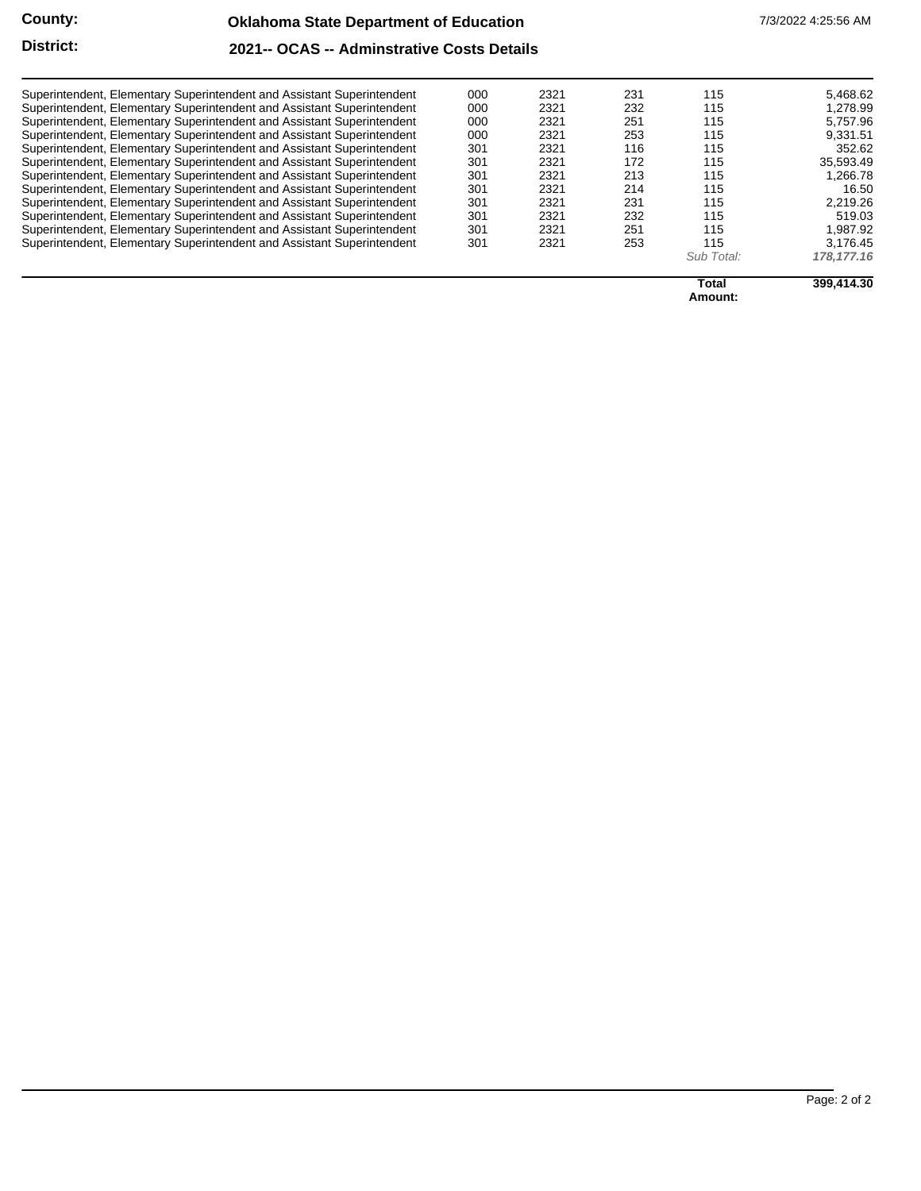**County:** **Oklahoma State Department of Education** 7/3/2022 4:25:56 AM

**District:** **2021-- OCAS -- Adminstrative Costs Details**

| | | | | | |
|---|---|---|---|---|---|
| Superintendent, Elementary Superintendent and Assistant Superintendent | 000 | 2321 | 231 | 115 | 5,468.62 |
| Superintendent, Elementary Superintendent and Assistant Superintendent | 000 | 2321 | 232 | 115 | 1,278.99 |
| Superintendent, Elementary Superintendent and Assistant Superintendent | 000 | 2321 | 251 | 115 | 5,757.96 |
| Superintendent, Elementary Superintendent and Assistant Superintendent | 000 | 2321 | 253 | 115 | 9,331.51 |
| Superintendent, Elementary Superintendent and Assistant Superintendent | 301 | 2321 | 116 | 115 | 352.62 |
| Superintendent, Elementary Superintendent and Assistant Superintendent | 301 | 2321 | 172 | 115 | 35,593.49 |
| Superintendent, Elementary Superintendent and Assistant Superintendent | 301 | 2321 | 213 | 115 | 1,266.78 |
| Superintendent, Elementary Superintendent and Assistant Superintendent | 301 | 2321 | 214 | 115 | 16.50 |
| Superintendent, Elementary Superintendent and Assistant Superintendent | 301 | 2321 | 231 | 115 | 2,219.26 |
| Superintendent, Elementary Superintendent and Assistant Superintendent | 301 | 2321 | 232 | 115 | 519.03 |
| Superintendent, Elementary Superintendent and Assistant Superintendent | 301 | 2321 | 251 | 115 | 1,987.92 |
| Superintendent, Elementary Superintendent and Assistant Superintendent | 301 | 2321 | 253 | 115 | 3,176.45 |
| | | | | *Sub Total:* | ***178,177.16*** |
| | | | | **Total Amount:** | **399,414.30** |